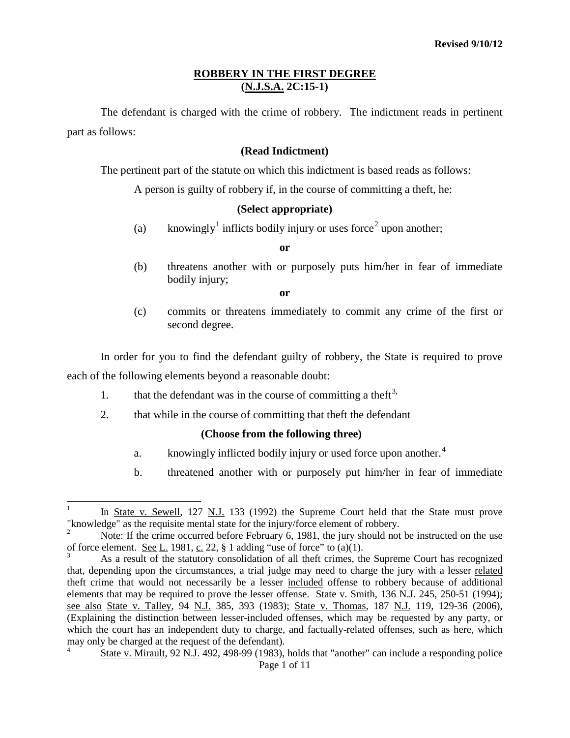Revised 9/10/12

## ROBBERY IN THE FIRST DEGREE (N.J.S.A. 2C:15-1)

The defendant is charged with the crime of robbery. The indictment reads in pertinent part as follows:

**(Read Indictment)**

The pertinent part of the statute on which this indictment is based reads as follows:

A person is guilty of robbery if, in the course of committing a theft, he:

**(Select appropriate)**

(a) knowingly[1] inflicts bodily injury or uses force[2] upon another;

**or**

(b) threatens another with or purposely puts him/her in fear of immediate bodily injury;

**or**

(c) commits or threatens immediately to commit any crime of the first or second degree.

In order for you to find the defendant guilty of robbery, the State is required to prove each of the following elements beyond a reasonable doubt:

1. that the defendant was in the course of committing a theft[3],
2. that while in the course of committing that theft the defendant

**(Choose from the following three)**

a. knowingly inflicted bodily injury or used force upon another.[4]

b. threatened another with or purposely put him/her in fear of immediate

---

[1] In State v. Sewell, 127 N.J. 133 (1992) the Supreme Court held that the State must prove "knowledge" as the requisite mental state for the injury/force element of robbery.

[2] Note: If the crime occurred before February 6, 1981, the jury should not be instructed on the use of force element. See L. 1981, c. 22, § 1 adding "use of force" to (a)(1).

[3] As a result of the statutory consolidation of all theft crimes, the Supreme Court has recognized that, depending upon the circumstances, a trial judge may need to charge the jury with a lesser related theft crime that would not necessarily be a lesser included offense to robbery because of additional elements that may be required to prove the lesser offense. State v. Smith, 136 N.J. 245, 250-51 (1994); see also State v. Talley, 94 N.J. 385, 393 (1983); State v. Thomas, 187 N.J. 119, 129-36 (2006), (Explaining the distinction between lesser-included offenses, which may be requested by any party, or which the court has an independent duty to charge, and factually-related offenses, such as here, which may only be charged at the request of the defendant).

[4] State v. Mirault, 92 N.J. 492, 498-99 (1983), holds that "another" can include a responding police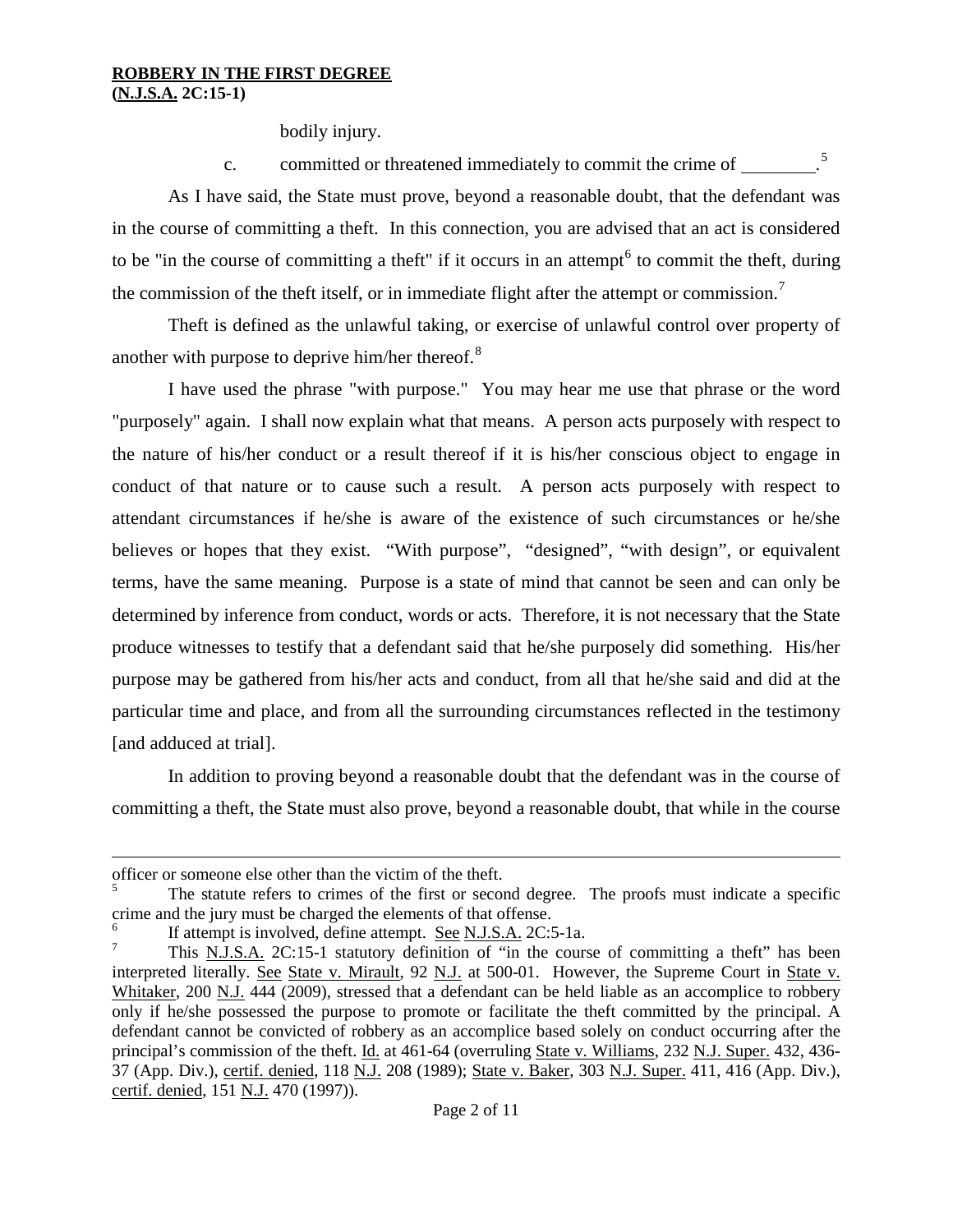bodily injury.

c. committed or threatened immediately to commit the crime of ________.[5]

As I have said, the State must prove, beyond a reasonable doubt, that the defendant was in the course of committing a theft. In this connection, you are advised that an act is considered to be "in the course of committing a theft" if it occurs in an attempt[6] to commit the theft, during the commission of the theft itself, or in immediate flight after the attempt or commission.[7]

Theft is defined as the unlawful taking, or exercise of unlawful control over property of another with purpose to deprive him/her thereof.[8]

I have used the phrase "with purpose." You may hear me use that phrase or the word "purposely" again. I shall now explain what that means. A person acts purposely with respect to the nature of his/her conduct or a result thereof if it is his/her conscious object to engage in conduct of that nature or to cause such a result. A person acts purposely with respect to attendant circumstances if he/she is aware of the existence of such circumstances or he/she believes or hopes that they exist. "With purpose", "designed", "with design", or equivalent terms, have the same meaning. Purpose is a state of mind that cannot be seen and can only be determined by inference from conduct, words or acts. Therefore, it is not necessary that the State produce witnesses to testify that a defendant said that he/she purposely did something. His/her purpose may be gathered from his/her acts and conduct, from all that he/she said and did at the particular time and place, and from all the surrounding circumstances reflected in the testimony [and adduced at trial].

In addition to proving beyond a reasonable doubt that the defendant was in the course of committing a theft, the State must also prove, beyond a reasonable doubt, that while in the course

---

officer or someone else other than the victim of the theft.

[5] The statute refers to crimes of the first or second degree. The proofs must indicate a specific crime and the jury must be charged the elements of that offense.

[6] If attempt is involved, define attempt. See N.J.S.A. 2C:5-1a.

[7] This N.J.S.A. 2C:15-1 statutory definition of "in the course of committing a theft" has been interpreted literally. See State v. Mirault, 92 N.J. at 500-01. However, the Supreme Court in State v. Whitaker, 200 N.J. 444 (2009), stressed that a defendant can be held liable as an accomplice to robbery only if he/she possessed the purpose to promote or facilitate the theft committed by the principal. A defendant cannot be convicted of robbery as an accomplice based solely on conduct occurring after the principal's commission of the theft. Id. at 461-64 (overruling State v. Williams, 232 N.J. Super. 432, 436-37 (App. Div.), certif. denied, 118 N.J. 208 (1989); State v. Baker, 303 N.J. Super. 411, 416 (App. Div.), certif. denied, 151 N.J. 470 (1997)).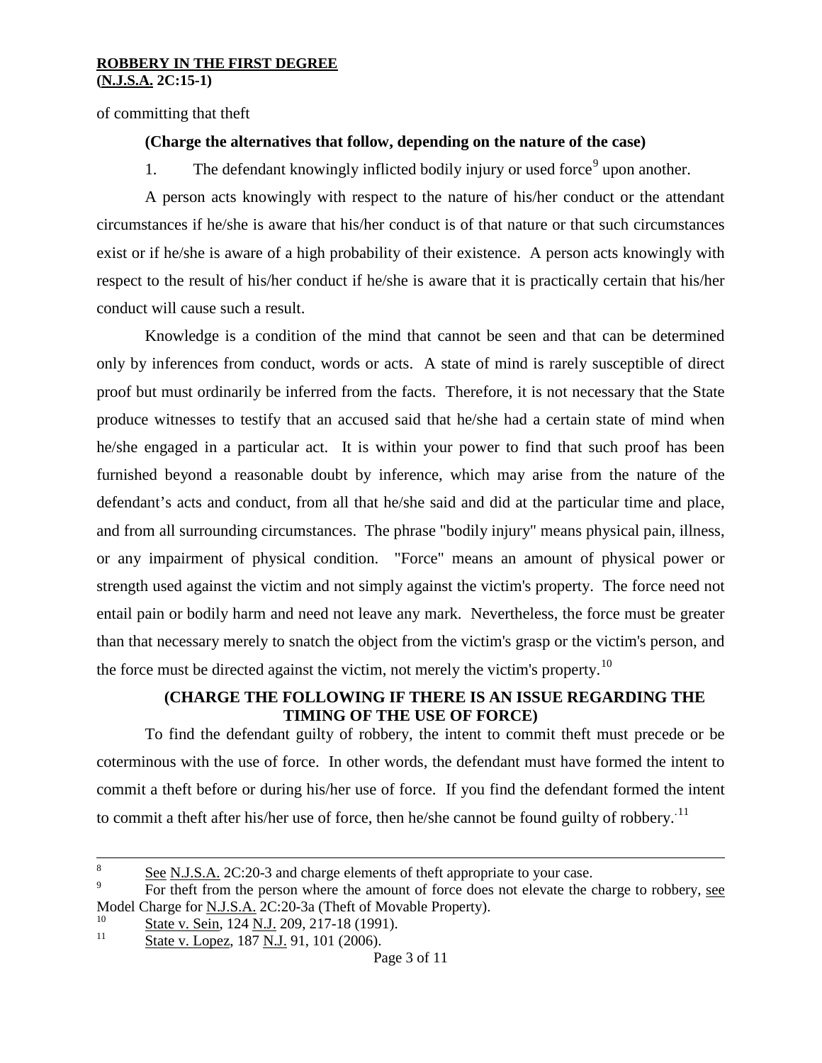of committing that theft

**(Charge the alternatives that follow, depending on the nature of the case)**

1. The defendant knowingly inflicted bodily injury or used force[9] upon another.

A person acts knowingly with respect to the nature of his/her conduct or the attendant circumstances if he/she is aware that his/her conduct is of that nature or that such circumstances exist or if he/she is aware of a high probability of their existence. A person acts knowingly with respect to the result of his/her conduct if he/she is aware that it is practically certain that his/her conduct will cause such a result.

Knowledge is a condition of the mind that cannot be seen and that can be determined only by inferences from conduct, words or acts. A state of mind is rarely susceptible of direct proof but must ordinarily be inferred from the facts. Therefore, it is not necessary that the State produce witnesses to testify that an accused said that he/she had a certain state of mind when he/she engaged in a particular act. It is within your power to find that such proof has been furnished beyond a reasonable doubt by inference, which may arise from the nature of the defendant's acts and conduct, from all that he/she said and did at the particular time and place, and from all surrounding circumstances. The phrase "bodily injury" means physical pain, illness, or any impairment of physical condition. "Force" means an amount of physical power or strength used against the victim and not simply against the victim's property. The force need not entail pain or bodily harm and need not leave any mark. Nevertheless, the force must be greater than that necessary merely to snatch the object from the victim's grasp or the victim's person, and the force must be directed against the victim, not merely the victim's property.[10]

**(CHARGE THE FOLLOWING IF THERE IS AN ISSUE REGARDING THE TIMING OF THE USE OF FORCE)**

To find the defendant guilty of robbery, the intent to commit theft must precede or be coterminous with the use of force. In other words, the defendant must have formed the intent to commit a theft before or during his/her use of force. If you find the defendant formed the intent to commit a theft after his/her use of force, then he/she cannot be found guilty of robbery.[11]

---

[8] See N.J.S.A. 2C:20-3 and charge elements of theft appropriate to your case.

[9] For theft from the person where the amount of force does not elevate the charge to robbery, see Model Charge for N.J.S.A. 2C:20-3a (Theft of Movable Property).

[10] State v. Sein, 124 N.J. 209, 217-18 (1991).

[11] State v. Lopez, 187 N.J. 91, 101 (2006).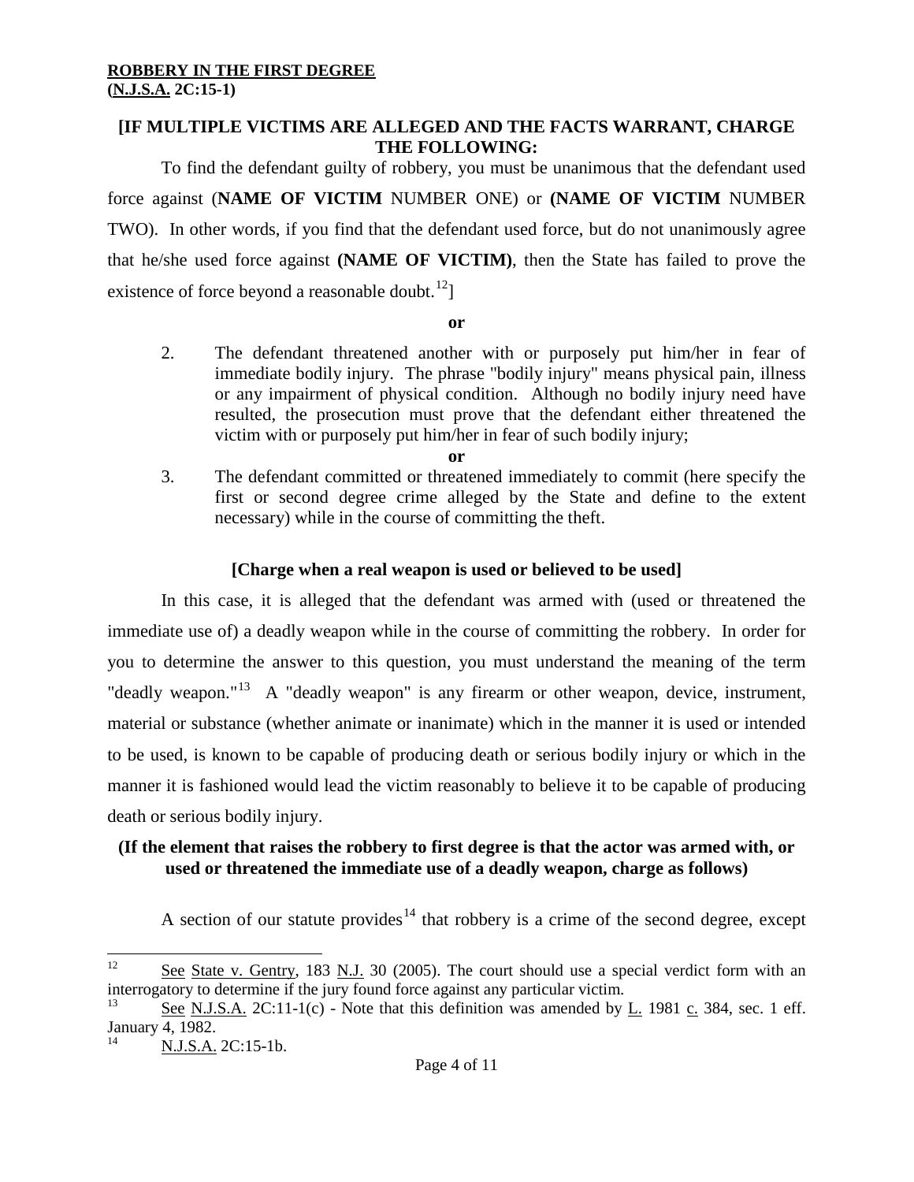**ROBBERY IN THE FIRST DEGREE**
**(N.J.S.A. 2C:15-1)**

**[IF MULTIPLE VICTIMS ARE ALLEGED AND THE FACTS WARRANT, CHARGE THE FOLLOWING:**

To find the defendant guilty of robbery, you must be unanimous that the defendant used force against (**NAME OF VICTIM** NUMBER ONE) or **(NAME OF VICTIM** NUMBER TWO). In other words, if you find that the defendant used force, but do not unanimously agree that he/she used force against **(NAME OF VICTIM)**, then the State has failed to prove the existence of force beyond a reasonable doubt.[12]]

**or**

2. The defendant threatened another with or purposely put him/her in fear of immediate bodily injury. The phrase "bodily injury" means physical pain, illness or any impairment of physical condition. Although no bodily injury need have resulted, the prosecution must prove that the defendant either threatened the victim with or purposely put him/her in fear of such bodily injury;

**or**

3. The defendant committed or threatened immediately to commit (here specify the first or second degree crime alleged by the State and define to the extent necessary) while in the course of committing the theft.

**[Charge when a real weapon is used or believed to be used]**

In this case, it is alleged that the defendant was armed with (used or threatened the immediate use of) a deadly weapon while in the course of committing the robbery. In order for you to determine the answer to this question, you must understand the meaning of the term "deadly weapon."[13] A "deadly weapon" is any firearm or other weapon, device, instrument, material or substance (whether animate or inanimate) which in the manner it is used or intended to be used, is known to be capable of producing death or serious bodily injury or which in the manner it is fashioned would lead the victim reasonably to believe it to be capable of producing death or serious bodily injury.

**(If the element that raises the robbery to first degree is that the actor was armed with, or used or threatened the immediate use of a deadly weapon, charge as follows)**

A section of our statute provides[14] that robbery is a crime of the second degree, except

---

[12] See State v. Gentry, 183 N.J. 30 (2005). The court should use a special verdict form with an interrogatory to determine if the jury found force against any particular victim.

[13] See N.J.S.A. 2C:11-1(c) - Note that this definition was amended by L. 1981 c. 384, sec. 1 eff. January 4, 1982.

[14] N.J.S.A. 2C:15-1b.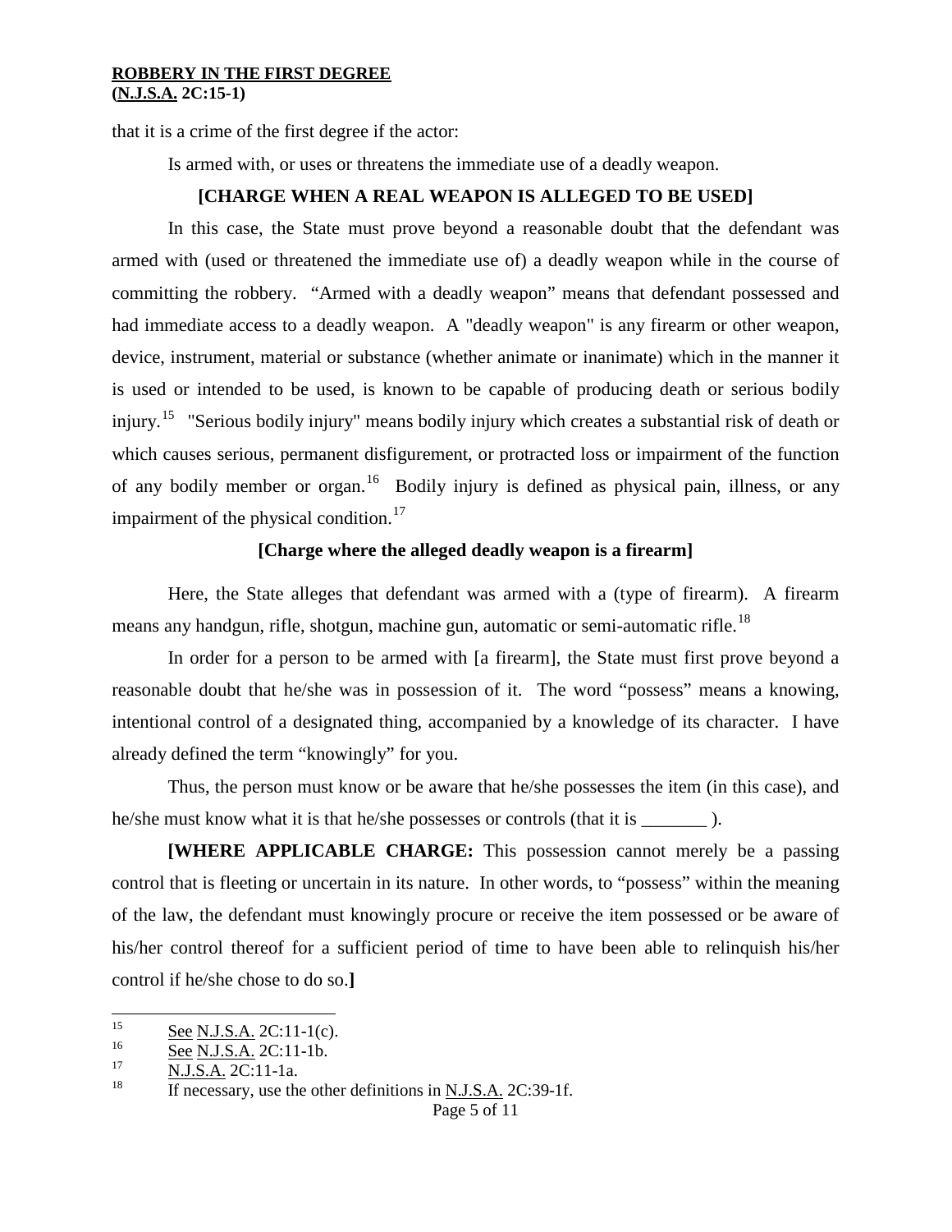that it is a crime of the first degree if the actor:

Is armed with, or uses or threatens the immediate use of a deadly weapon.

**[CHARGE WHEN A REAL WEAPON IS ALLEGED TO BE USED]**

In this case, the State must prove beyond a reasonable doubt that the defendant was armed with (used or threatened the immediate use of) a deadly weapon while in the course of committing the robbery. "Armed with a deadly weapon" means that defendant possessed and had immediate access to a deadly weapon. A "deadly weapon" is any firearm or other weapon, device, instrument, material or substance (whether animate or inanimate) which in the manner it is used or intended to be used, is known to be capable of producing death or serious bodily injury.[15] "Serious bodily injury" means bodily injury which creates a substantial risk of death or which causes serious, permanent disfigurement, or protracted loss or impairment of the function of any bodily member or organ.[16] Bodily injury is defined as physical pain, illness, or any impairment of the physical condition.[17]

**[Charge where the alleged deadly weapon is a firearm]**

Here, the State alleges that defendant was armed with a (type of firearm). A firearm means any handgun, rifle, shotgun, machine gun, automatic or semi-automatic rifle.[18]

In order for a person to be armed with [a firearm], the State must first prove beyond a reasonable doubt that he/she was in possession of it. The word "possess" means a knowing, intentional control of a designated thing, accompanied by a knowledge of its character. I have already defined the term "knowingly" for you.

Thus, the person must know or be aware that he/she possesses the item (in this case), and he/she must know what it is that he/she possesses or controls (that it is _______ ).

**[WHERE APPLICABLE CHARGE:** This possession cannot merely be a passing control that is fleeting or uncertain in its nature. In other words, to "possess" within the meaning of the law, the defendant must knowingly procure or receive the item possessed or be aware of his/her control thereof for a sufficient period of time to have been able to relinquish his/her control if he/she chose to do so.**]**

---

[15] See N.J.S.A. 2C:11-1(c).

[16] See N.J.S.A. 2C:11-1b.

[17] N.J.S.A. 2C:11-1a.

[18] If necessary, use the other definitions in N.J.S.A. 2C:39-1f.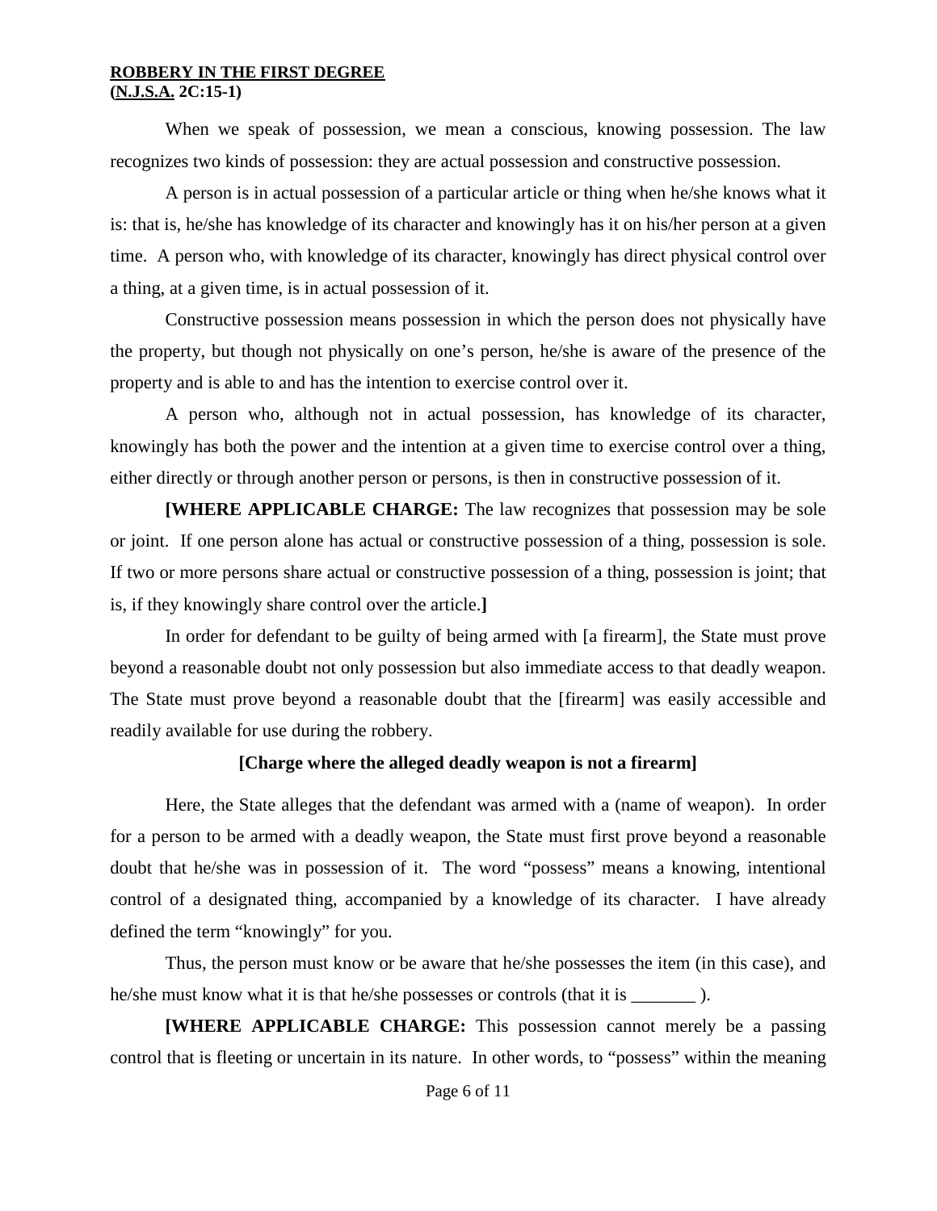When we speak of possession, we mean a conscious, knowing possession. The law recognizes two kinds of possession: they are actual possession and constructive possession.

A person is in actual possession of a particular article or thing when he/she knows what it is: that is, he/she has knowledge of its character and knowingly has it on his/her person at a given time. A person who, with knowledge of its character, knowingly has direct physical control over a thing, at a given time, is in actual possession of it.

Constructive possession means possession in which the person does not physically have the property, but though not physically on one's person, he/she is aware of the presence of the property and is able to and has the intention to exercise control over it.

A person who, although not in actual possession, has knowledge of its character, knowingly has both the power and the intention at a given time to exercise control over a thing, either directly or through another person or persons, is then in constructive possession of it.

**[WHERE APPLICABLE CHARGE:** The law recognizes that possession may be sole or joint. If one person alone has actual or constructive possession of a thing, possession is sole. If two or more persons share actual or constructive possession of a thing, possession is joint; that is, if they knowingly share control over the article.**]**

In order for defendant to be guilty of being armed with [a firearm], the State must prove beyond a reasonable doubt not only possession but also immediate access to that deadly weapon. The State must prove beyond a reasonable doubt that the [firearm] was easily accessible and readily available for use during the robbery.

**[Charge where the alleged deadly weapon is not a firearm]**

Here, the State alleges that the defendant was armed with a (name of weapon). In order for a person to be armed with a deadly weapon, the State must first prove beyond a reasonable doubt that he/she was in possession of it. The word "possess" means a knowing, intentional control of a designated thing, accompanied by a knowledge of its character. I have already defined the term "knowingly" for you.

Thus, the person must know or be aware that he/she possesses the item (in this case), and he/she must know what it is that he/she possesses or controls (that it is _______ ).

**[WHERE APPLICABLE CHARGE:** This possession cannot merely be a passing control that is fleeting or uncertain in its nature. In other words, to "possess" within the meaning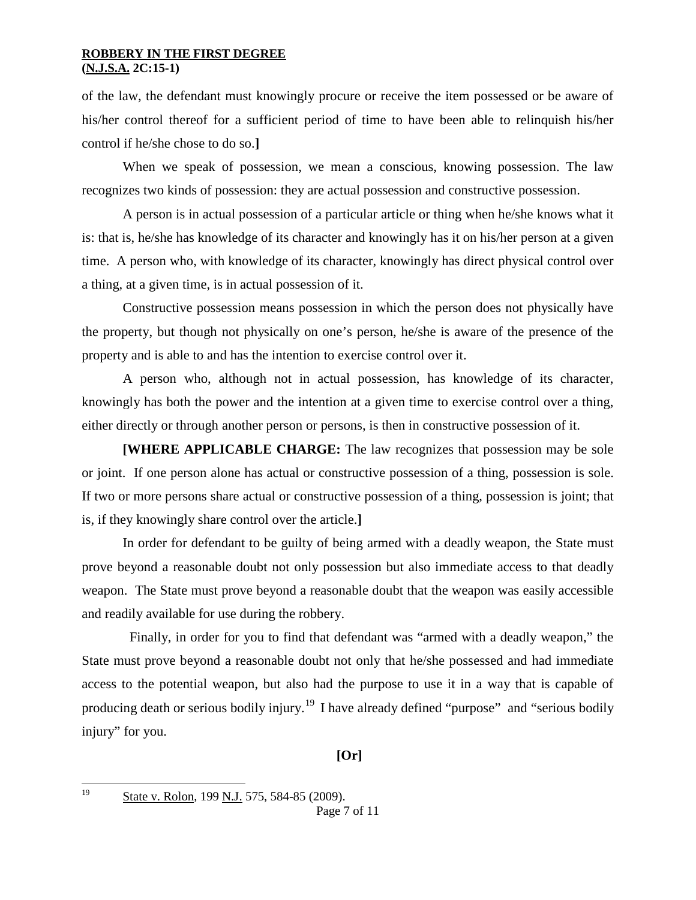of the law, the defendant must knowingly procure or receive the item possessed or be aware of his/her control thereof for a sufficient period of time to have been able to relinquish his/her control if he/she chose to do so.**]**

When we speak of possession, we mean a conscious, knowing possession. The law recognizes two kinds of possession: they are actual possession and constructive possession.

A person is in actual possession of a particular article or thing when he/she knows what it is: that is, he/she has knowledge of its character and knowingly has it on his/her person at a given time. A person who, with knowledge of its character, knowingly has direct physical control over a thing, at a given time, is in actual possession of it.

Constructive possession means possession in which the person does not physically have the property, but though not physically on one's person, he/she is aware of the presence of the property and is able to and has the intention to exercise control over it.

A person who, although not in actual possession, has knowledge of its character, knowingly has both the power and the intention at a given time to exercise control over a thing, either directly or through another person or persons, is then in constructive possession of it.

**[WHERE APPLICABLE CHARGE:** The law recognizes that possession may be sole or joint. If one person alone has actual or constructive possession of a thing, possession is sole. If two or more persons share actual or constructive possession of a thing, possession is joint; that is, if they knowingly share control over the article.**]**

In order for defendant to be guilty of being armed with a deadly weapon, the State must prove beyond a reasonable doubt not only possession but also immediate access to that deadly weapon. The State must prove beyond a reasonable doubt that the weapon was easily accessible and readily available for use during the robbery.

Finally, in order for you to find that defendant was "armed with a deadly weapon," the State must prove beyond a reasonable doubt not only that he/she possessed and had immediate access to the potential weapon, but also had the purpose to use it in a way that is capable of producing death or serious bodily injury.[19] I have already defined "purpose" and "serious bodily injury" for you.

**[Or]**

---

[19] State v. Rolon, 199 N.J. 575, 584-85 (2009).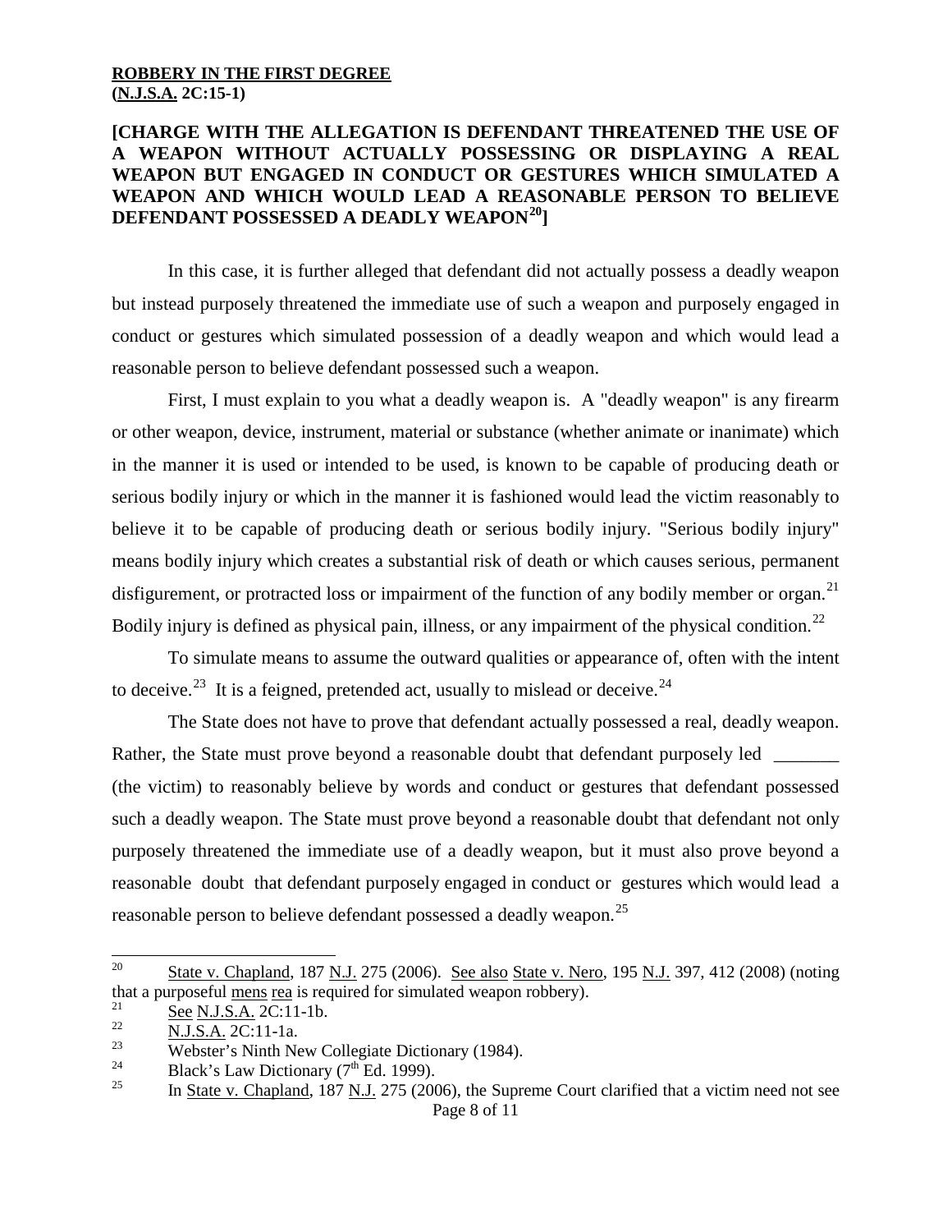**ROBBERY IN THE FIRST DEGREE**
**(N.J.S.A. 2C:15-1)**

**[CHARGE WITH THE ALLEGATION IS DEFENDANT THREATENED THE USE OF A WEAPON WITHOUT ACTUALLY POSSESSING OR DISPLAYING A REAL WEAPON BUT ENGAGED IN CONDUCT OR GESTURES WHICH SIMULATED A WEAPON AND WHICH WOULD LEAD A REASONABLE PERSON TO BELIEVE DEFENDANT POSSESSED A DEADLY WEAPON[20]]**

In this case, it is further alleged that defendant did not actually possess a deadly weapon but instead purposely threatened the immediate use of such a weapon and purposely engaged in conduct or gestures which simulated possession of a deadly weapon and which would lead a reasonable person to believe defendant possessed such a weapon.

First, I must explain to you what a deadly weapon is. A "deadly weapon" is any firearm or other weapon, device, instrument, material or substance (whether animate or inanimate) which in the manner it is used or intended to be used, is known to be capable of producing death or serious bodily injury or which in the manner it is fashioned would lead the victim reasonably to believe it to be capable of producing death or serious bodily injury. "Serious bodily injury" means bodily injury which creates a substantial risk of death or which causes serious, permanent disfigurement, or protracted loss or impairment of the function of any bodily member or organ.[21] Bodily injury is defined as physical pain, illness, or any impairment of the physical condition.[22]

To simulate means to assume the outward qualities or appearance of, often with the intent to deceive.[23] It is a feigned, pretended act, usually to mislead or deceive.[24]

The State does not have to prove that defendant actually possessed a real, deadly weapon. Rather, the State must prove beyond a reasonable doubt that defendant purposely led _______ (the victim) to reasonably believe by words and conduct or gestures that defendant possessed such a deadly weapon. The State must prove beyond a reasonable doubt that defendant not only purposely threatened the immediate use of a deadly weapon, but it must also prove beyond a reasonable doubt that defendant purposely engaged in conduct or gestures which would lead a reasonable person to believe defendant possessed a deadly weapon.[25]

---

[20] State v. Chapland, 187 N.J. 275 (2006). See also State v. Nero, 195 N.J. 397, 412 (2008) (noting that a purposeful mens rea is required for simulated weapon robbery).

[21] See N.J.S.A. 2C:11-1b.

[22] N.J.S.A. 2C:11-1a.

[23] Webster's Ninth New Collegiate Dictionary (1984).

[24] Black's Law Dictionary (7th Ed. 1999).

[25] In State v. Chapland, 187 N.J. 275 (2006), the Supreme Court clarified that a victim need not see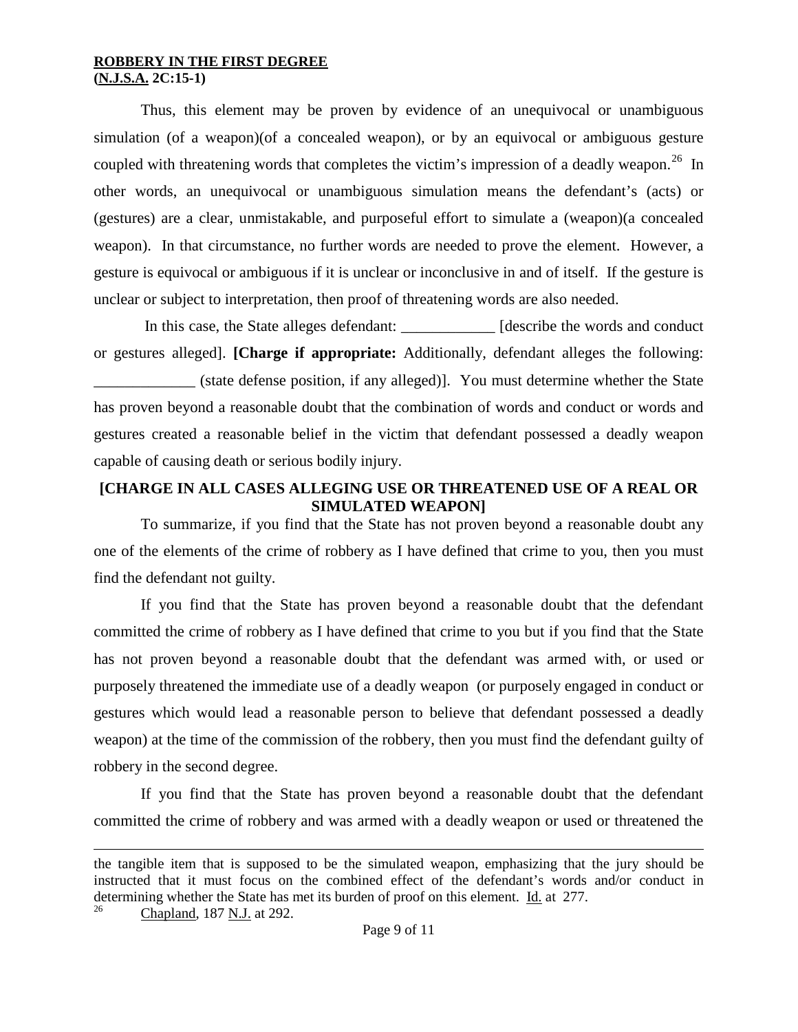Thus, this element may be proven by evidence of an unequivocal or unambiguous simulation (of a weapon)(of a concealed weapon), or by an equivocal or ambiguous gesture coupled with threatening words that completes the victim's impression of a deadly weapon.[26] In other words, an unequivocal or unambiguous simulation means the defendant's (acts) or (gestures) are a clear, unmistakable, and purposeful effort to simulate a (weapon)(a concealed weapon). In that circumstance, no further words are needed to prove the element. However, a gesture is equivocal or ambiguous if it is unclear or inconclusive in and of itself. If the gesture is unclear or subject to interpretation, then proof of threatening words are also needed.

In this case, the State alleges defendant: ____________ [describe the words and conduct or gestures alleged]. **[Charge if appropriate:** Additionally, defendant alleges the following: _____________ (state defense position, if any alleged)]. You must determine whether the State has proven beyond a reasonable doubt that the combination of words and conduct or words and gestures created a reasonable belief in the victim that defendant possessed a deadly weapon capable of causing death or serious bodily injury.

**[CHARGE IN ALL CASES ALLEGING USE OR THREATENED USE OF A REAL OR SIMULATED WEAPON]**

To summarize, if you find that the State has not proven beyond a reasonable doubt any one of the elements of the crime of robbery as I have defined that crime to you, then you must find the defendant not guilty.

If you find that the State has proven beyond a reasonable doubt that the defendant committed the crime of robbery as I have defined that crime to you but if you find that the State has not proven beyond a reasonable doubt that the defendant was armed with, or used or purposely threatened the immediate use of a deadly weapon (or purposely engaged in conduct or gestures which would lead a reasonable person to believe that defendant possessed a deadly weapon) at the time of the commission of the robbery, then you must find the defendant guilty of robbery in the second degree.

If you find that the State has proven beyond a reasonable doubt that the defendant committed the crime of robbery and was armed with a deadly weapon or used or threatened the

---

the tangible item that is supposed to be the simulated weapon, emphasizing that the jury should be instructed that it must focus on the combined effect of the defendant's words and/or conduct in determining whether the State has met its burden of proof on this element. Id. at 277.

[26] Chapland, 187 N.J. at 292.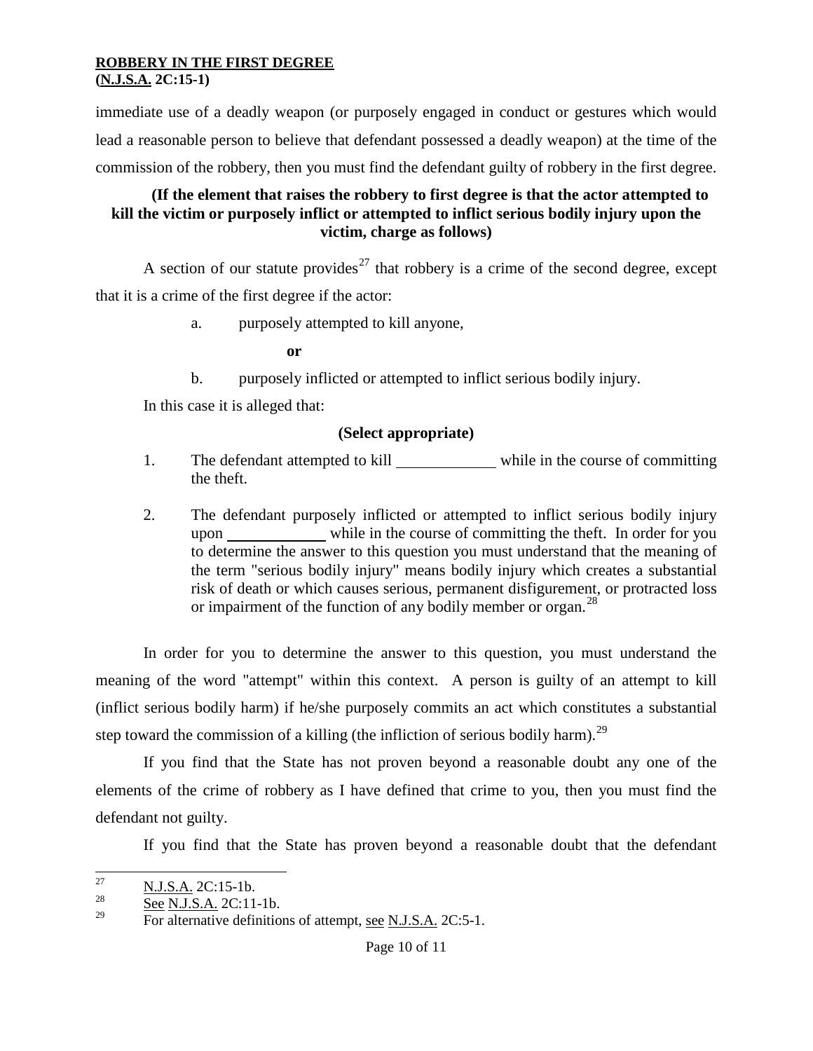immediate use of a deadly weapon (or purposely engaged in conduct or gestures which would lead a reasonable person to believe that defendant possessed a deadly weapon) at the time of the commission of the robbery, then you must find the defendant guilty of robbery in the first degree.

**(If the element that raises the robbery to first degree is that the actor attempted to kill the victim or purposely inflict or attempted to inflict serious bodily injury upon the victim, charge as follows)**

A section of our statute provides[27] that robbery is a crime of the second degree, except that it is a crime of the first degree if the actor:

a. purposely attempted to kill anyone,

**or**

b. purposely inflicted or attempted to inflict serious bodily injury.

In this case it is alleged that:

**(Select appropriate)**

1. The defendant attempted to kill ____________ while in the course of committing the theft.

2. The defendant purposely inflicted or attempted to inflict serious bodily injury upon ____________ while in the course of committing the theft. In order for you to determine the answer to this question you must understand that the meaning of the term "serious bodily injury" means bodily injury which creates a substantial risk of death or which causes serious, permanent disfigurement, or protracted loss or impairment of the function of any bodily member or organ.[28]

In order for you to determine the answer to this question, you must understand the meaning of the word "attempt" within this context. A person is guilty of an attempt to kill (inflict serious bodily harm) if he/she purposely commits an act which constitutes a substantial step toward the commission of a killing (the infliction of serious bodily harm).[29]

If you find that the State has not proven beyond a reasonable doubt any one of the elements of the crime of robbery as I have defined that crime to you, then you must find the defendant not guilty.

If you find that the State has proven beyond a reasonable doubt that the defendant

---

[27] N.J.S.A. 2C:15-1b.

[28] See N.J.S.A. 2C:11-1b.

[29] For alternative definitions of attempt, see N.J.S.A. 2C:5-1.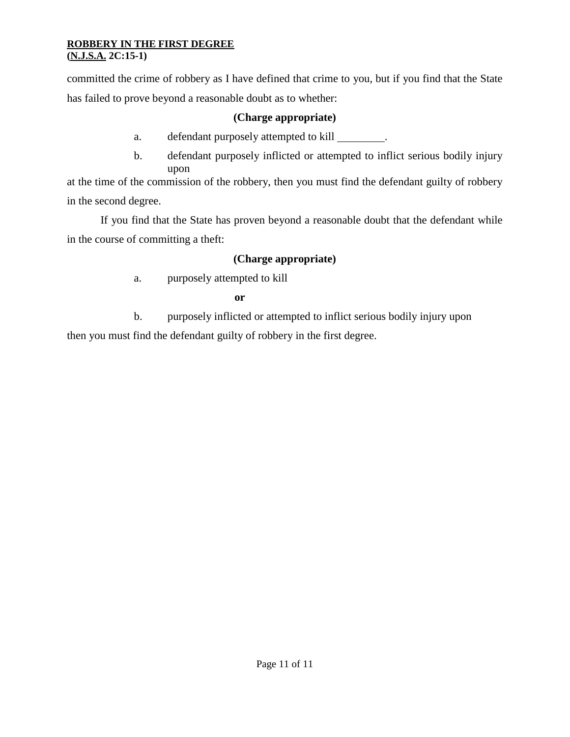committed the crime of robbery as I have defined that crime to you, but if you find that the State has failed to prove beyond a reasonable doubt as to whether:

**(Charge appropriate)**

a. defendant purposely attempted to kill ________.

b. defendant purposely inflicted or attempted to inflict serious bodily injury upon

at the time of the commission of the robbery, then you must find the defendant guilty of robbery in the second degree.

If you find that the State has proven beyond a reasonable doubt that the defendant while in the course of committing a theft:

**(Charge appropriate)**

a. purposely attempted to kill

**or**

b. purposely inflicted or attempted to inflict serious bodily injury upon

then you must find the defendant guilty of robbery in the first degree.